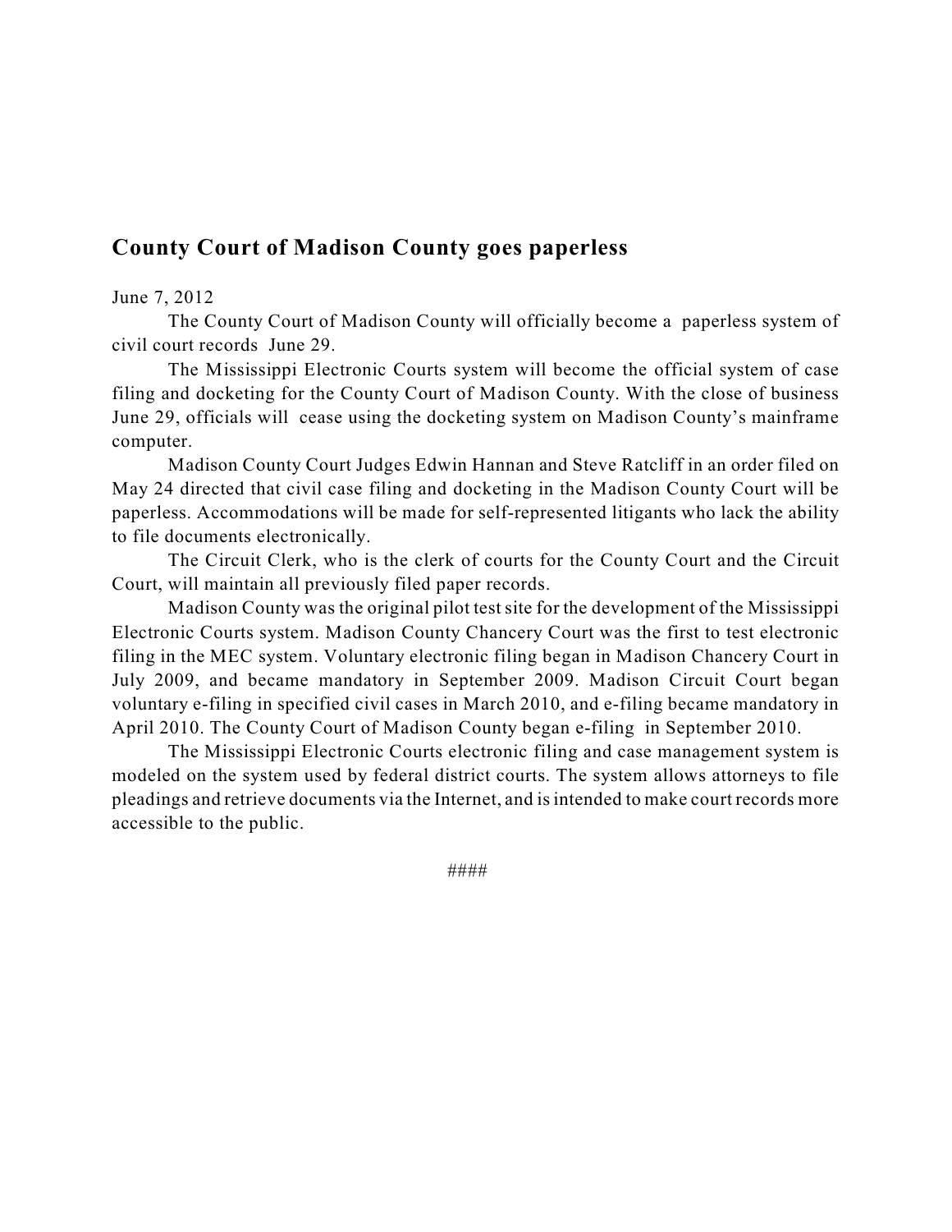## County Court of Madison County goes paperless

June 7, 2012

The County Court of Madison County will officially become a paperless system of civil court records June 29.

The Mississippi Electronic Courts system will become the official system of case filing and docketing for the County Court of Madison County. With the close of business June 29, officials will cease using the docketing system on Madison County's mainframe computer.

Madison County Court Judges Edwin Hannan and Steve Ratcliff in an order filed on May 24 directed that civil case filing and docketing in the Madison County Court will be paperless. Accommodations will be made for self-represented litigants who lack the ability to file documents electronically.

The Circuit Clerk, who is the clerk of courts for the County Court and the Circuit Court, will maintain all previously filed paper records.

Madison County was the original pilot test site for the development of the Mississippi Electronic Courts system. Madison County Chancery Court was the first to test electronic filing in the MEC system. Voluntary electronic filing began in Madison Chancery Court in July 2009, and became mandatory in September 2009. Madison Circuit Court began voluntary e-filing in specified civil cases in March 2010, and e-filing became mandatory in April 2010. The County Court of Madison County began e-filing in September 2010.

The Mississippi Electronic Courts electronic filing and case management system is modeled on the system used by federal district courts. The system allows attorneys to file pleadings and retrieve documents via the Internet, and is intended to make court records more accessible to the public.

####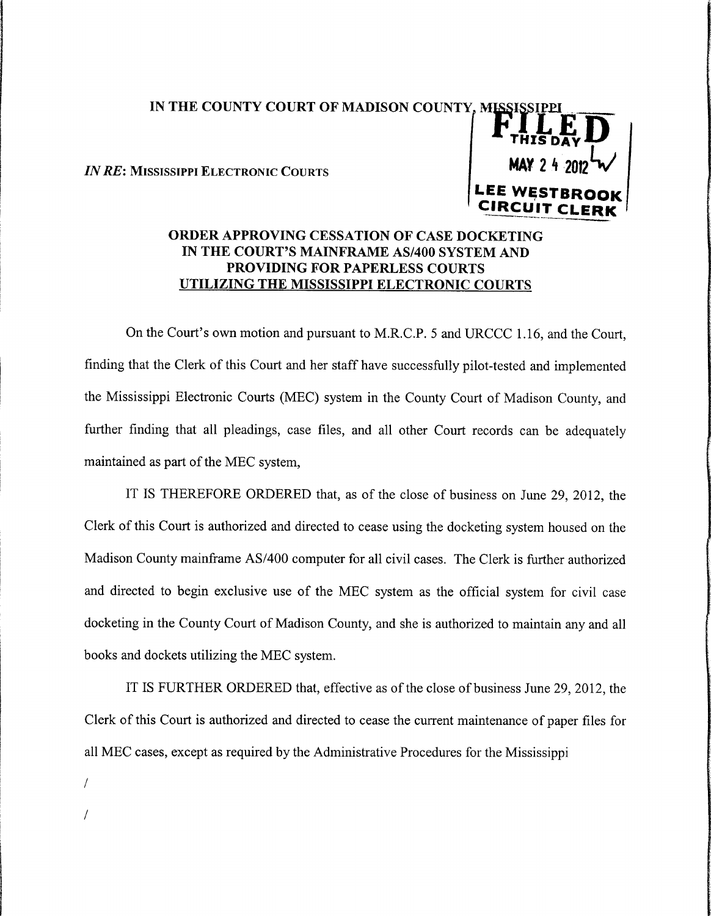IN THE COUNTY COURT OF MADISON COUNTY, MISSISSIPPI

*IN RE*: MISSISSIPPI ELECTRONIC COURTS

FILED
THIS DAY
MAY 24 2012
LEE WESTBROOK
CIRCUIT CLERK

## ORDER APPROVING CESSATION OF CASE DOCKETING IN THE COURT'S MAINFRAME AS/400 SYSTEM AND PROVIDING FOR PAPERLESS COURTS UTILIZING THE MISSISSIPPI ELECTRONIC COURTS

On the Court's own motion and pursuant to M.R.C.P. 5 and URCCC 1.16, and the Court, finding that the Clerk of this Court and her staff have successfully pilot-tested and implemented the Mississippi Electronic Courts (MEC) system in the County Court of Madison County, and further finding that all pleadings, case files, and all other Court records can be adequately maintained as part of the MEC system,

IT IS THEREFORE ORDERED that, as of the close of business on June 29, 2012, the Clerk of this Court is authorized and directed to cease using the docketing system housed on the Madison County mainframe AS/400 computer for all civil cases. The Clerk is further authorized and directed to begin exclusive use of the MEC system as the official system for civil case docketing in the County Court of Madison County, and she is authorized to maintain any and all books and dockets utilizing the MEC system.

IT IS FURTHER ORDERED that, effective as of the close of business June 29, 2012, the Clerk of this Court is authorized and directed to cease the current maintenance of paper files for all MEC cases, except as required by the Administrative Procedures for the Mississippi

/

/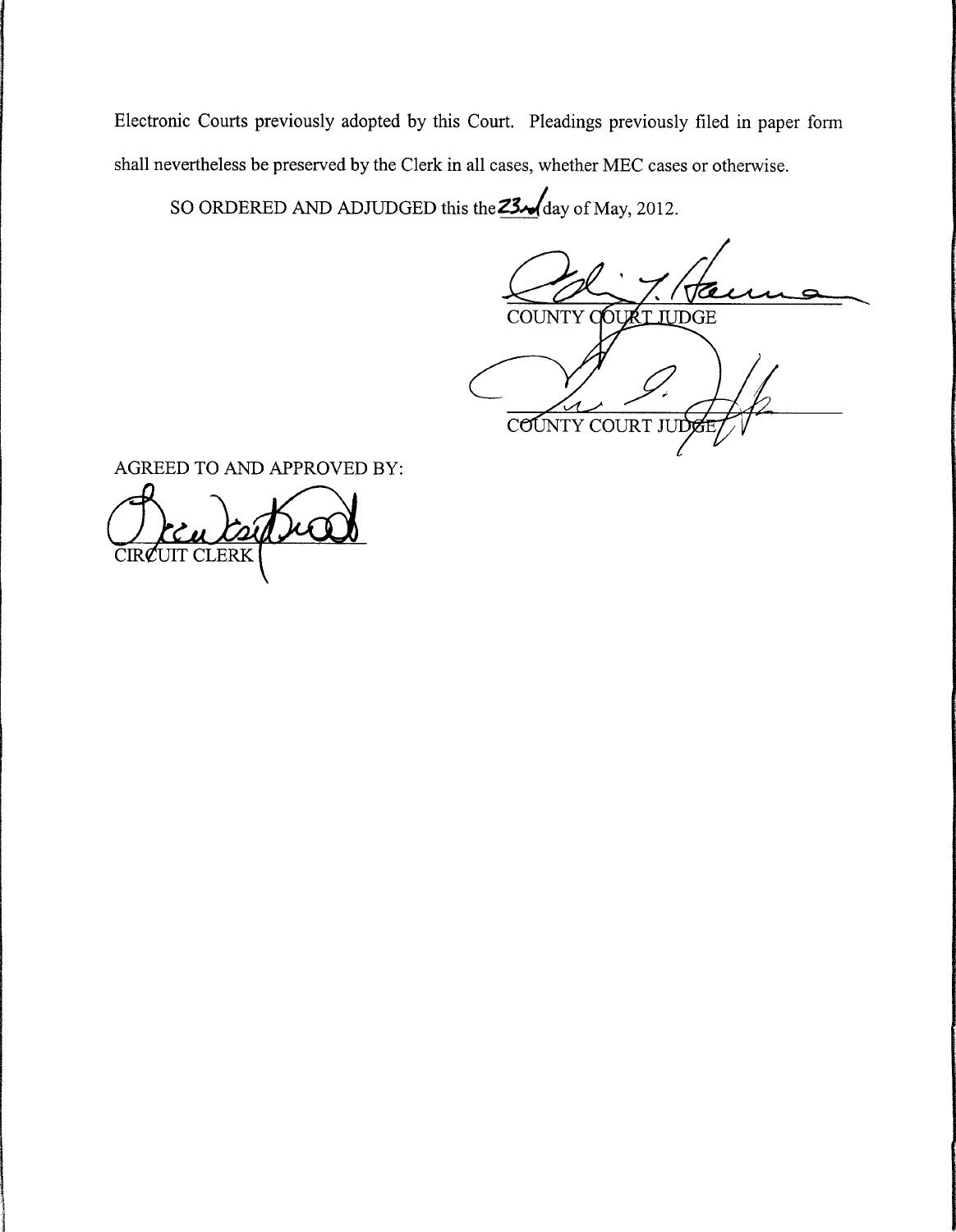Electronic Courts previously adopted by this Court. Pleadings previously filed in paper form shall nevertheless be preserved by the Clerk in all cases, whether MEC cases or otherwise.

SO ORDERED AND ADJUDGED this the 23rd day of May, 2012.

COUNTY COURT JUDGE

COUNTY COURT JUDGE

AGREED TO AND APPROVED BY:

CIRCUIT CLERK